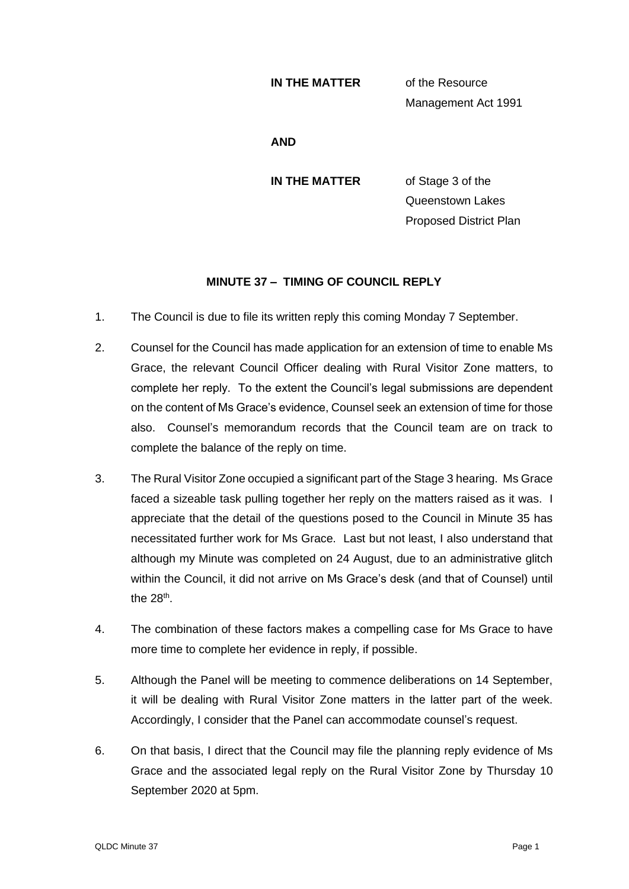**IN THE MATTER** of the Resource Management Act 1991

**AND**

**IN THE MATTER** of Stage 3 of the Queenstown Lakes Proposed District Plan

## MINUTE 37 – TIMING OF COUNCIL REPLY

1. The Council is due to file its written reply this coming Monday 7 September.

2. Counsel for the Council has made application for an extension of time to enable Ms Grace, the relevant Council Officer dealing with Rural Visitor Zone matters, to complete her reply. To the extent the Council's legal submissions are dependent on the content of Ms Grace's evidence, Counsel seek an extension of time for those also. Counsel's memorandum records that the Council team are on track to complete the balance of the reply on time.

3. The Rural Visitor Zone occupied a significant part of the Stage 3 hearing. Ms Grace faced a sizeable task pulling together her reply on the matters raised as it was. I appreciate that the detail of the questions posed to the Council in Minute 35 has necessitated further work for Ms Grace. Last but not least, I also understand that although my Minute was completed on 24 August, due to an administrative glitch within the Council, it did not arrive on Ms Grace's desk (and that of Counsel) until the 28th.

4. The combination of these factors makes a compelling case for Ms Grace to have more time to complete her evidence in reply, if possible.

5. Although the Panel will be meeting to commence deliberations on 14 September, it will be dealing with Rural Visitor Zone matters in the latter part of the week. Accordingly, I consider that the Panel can accommodate counsel's request.

6. On that basis, I direct that the Council may file the planning reply evidence of Ms Grace and the associated legal reply on the Rural Visitor Zone by Thursday 10 September 2020 at 5pm.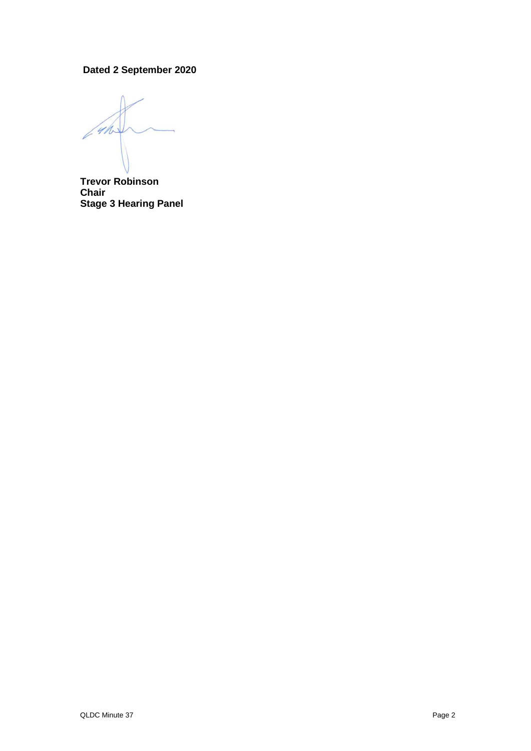**Dated 2 September 2020**

**Trevor Robinson**
**Chair**
**Stage 3 Hearing Panel**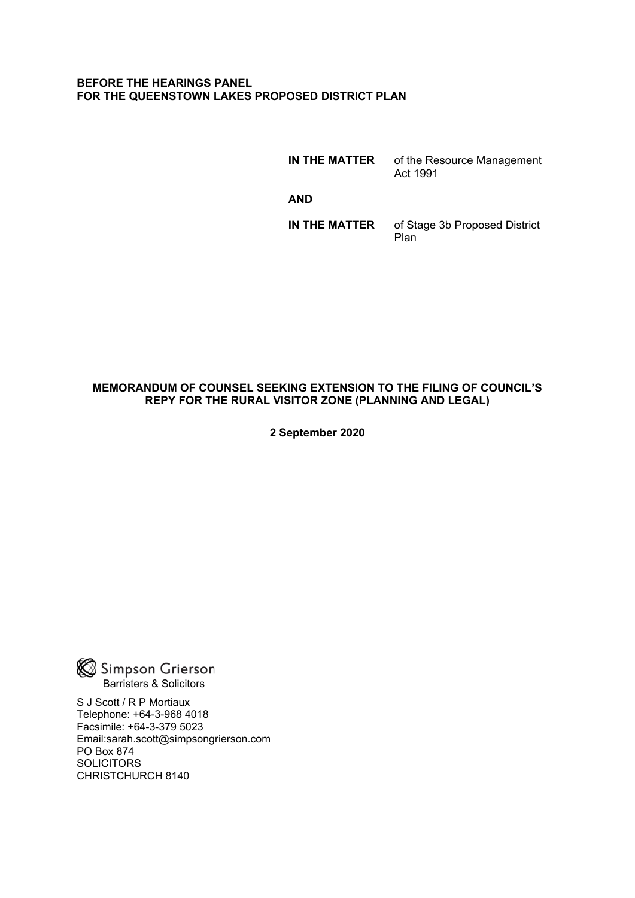**BEFORE THE HEARINGS PANEL**
**FOR THE QUEENSTOWN LAKES PROPOSED DISTRICT PLAN**

| | |
|---|---|
| **IN THE MATTER** | of the Resource Management Act 1991 |
| **AND** | |
| **IN THE MATTER** | of Stage 3b Proposed District Plan |

---

**MEMORANDUM OF COUNSEL SEEKING EXTENSION TO THE FILING OF COUNCIL'S REPY FOR THE RURAL VISITOR ZONE (PLANNING AND LEGAL)**

**2 September 2020**

---

---

Simpson Grierson
Barristers & Solicitors

S J Scott / R P Mortiaux
Telephone: +64-3-968 4018
Facsimile: +64-3-379 5023
Email:sarah.scott@simpsongrierson.com
PO Box 874
SOLICITORS
CHRISTCHURCH 8140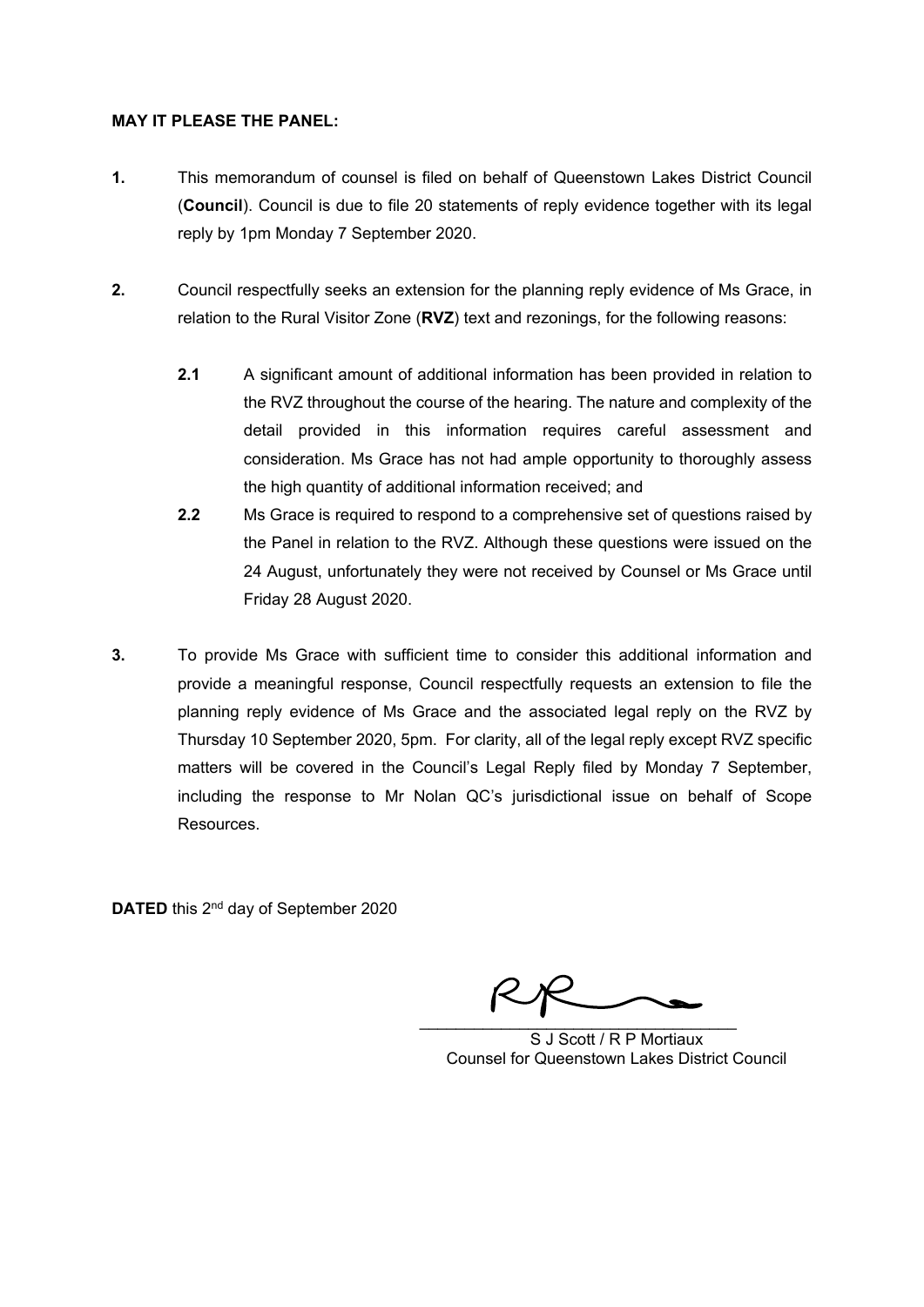**MAY IT PLEASE THE PANEL:**

**1.** This memorandum of counsel is filed on behalf of Queenstown Lakes District Council (**Council**). Council is due to file 20 statements of reply evidence together with its legal reply by 1pm Monday 7 September 2020.

**2.** Council respectfully seeks an extension for the planning reply evidence of Ms Grace, in relation to the Rural Visitor Zone (**RVZ**) text and rezonings, for the following reasons:

**2.1** A significant amount of additional information has been provided in relation to the RVZ throughout the course of the hearing. The nature and complexity of the detail provided in this information requires careful assessment and consideration. Ms Grace has not had ample opportunity to thoroughly assess the high quantity of additional information received; and

**2.2** Ms Grace is required to respond to a comprehensive set of questions raised by the Panel in relation to the RVZ. Although these questions were issued on the 24 August, unfortunately they were not received by Counsel or Ms Grace until Friday 28 August 2020.

**3.** To provide Ms Grace with sufficient time to consider this additional information and provide a meaningful response, Council respectfully requests an extension to file the planning reply evidence of Ms Grace and the associated legal reply on the RVZ by Thursday 10 September 2020, 5pm. For clarity, all of the legal reply except RVZ specific matters will be covered in the Council's Legal Reply filed by Monday 7 September, including the response to Mr Nolan QC's jurisdictional issue on behalf of Scope Resources.

**DATED** this 2nd day of September 2020

S J Scott / R P Mortiaux
Counsel for Queenstown Lakes District Council